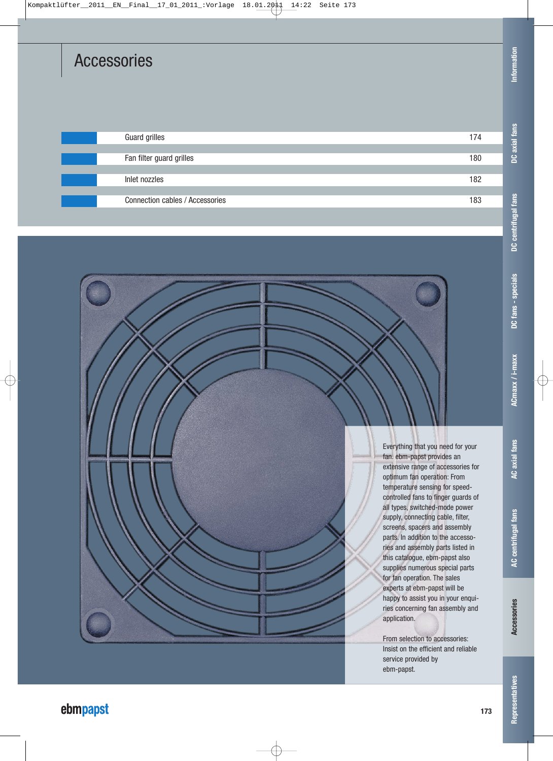# Accessories

| | |
|---|---|
| Guard grilles | 174 |
| Fan filter guard grilles | 180 |
| Inlet nozzles | 182 |
| Connection cables / Accessories | 183 |

Everything that you need for your fan. ebm-papst provides an extensive range of accessories for optimum fan operation: From temperature sensing for speed-controlled fans to finger guards of all types, switched-mode power supply, connecting cable, filter, screens, spacers and assembly parts. In addition to the accessories and assembly parts listed in this catalogue, ebm-papst also supplies numerous special parts for fan operation. The sales experts at ebm-papst will be happy to assist you in your enquiries concerning fan assembly and application.

From selection to accessories: Insist on the efficient and reliable service provided by ebm-papst.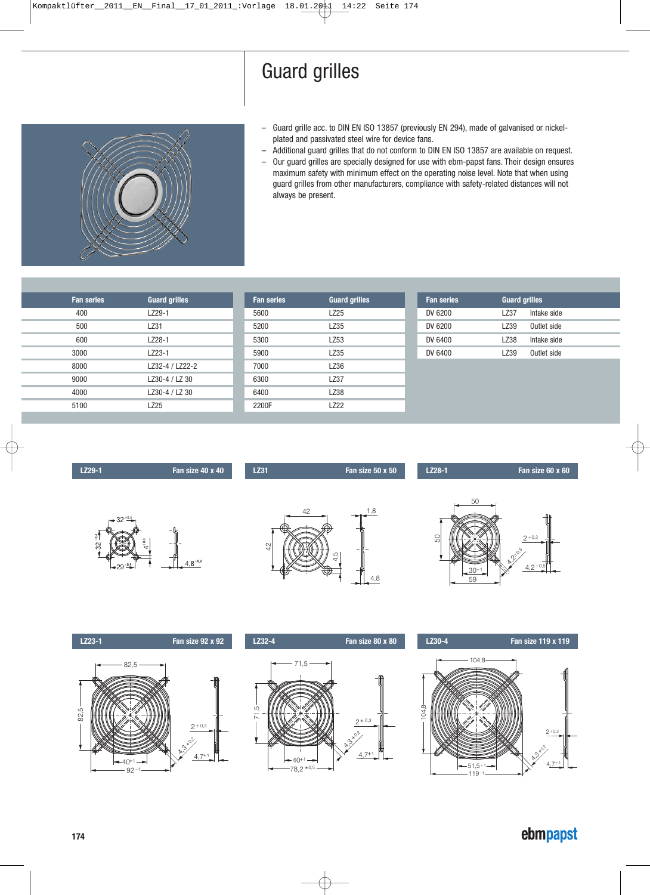# Guard grilles

- Guard grille acc. to DIN EN ISO 13857 (previously EN 294), made of galvanised or nickel-plated and passivated steel wire for device fans.
- Additional guard grilles that do not conform to DIN EN ISO 13857 are available on request.
- Our guard grilles are specially designed for use with ebm-papst fans. Their design ensures maximum safety with minimum effect on the operating noise level. Note that when using guard grilles from other manufacturers, compliance with safety-related distances will not always be present.

| Fan series | Guard grilles |
|---|---|
| 400 | LZ29-1 |
| 500 | LZ31 |
| 600 | LZ28-1 |
| 3000 | LZ23-1 |
| 8000 | LZ32-4 / LZ22-2 |
| 9000 | LZ30-4 / LZ 30 |
| 4000 | LZ30-4 / LZ 30 |
| 5100 | LZ25 |

| Fan series | Guard grilles |
|---|---|
| 5600 | LZ25 |
| 5200 | LZ35 |
| 5300 | LZ53 |
| 5900 | LZ35 |
| 7000 | LZ36 |
| 6300 | LZ37 |
| 6400 | LZ38 |
| 2200F | LZ22 |

| Fan series | Guard grilles | |
|---|---|---|
| DV 6200 | LZ37 | Intake side |
| DV 6200 | LZ39 | Outlet side |
| DV 6400 | LZ38 | Intake side |
| DV 6400 | LZ39 | Outlet side |

**LZ29-1** Fan size 40 x 40

**LZ31** Fan size 50 x 50

**LZ28-1** Fan size 60 x 60

**LZ23-1** Fan size 92 x 92

**LZ32-4** Fan size 80 x 80

**LZ30-4** Fan size 119 x 119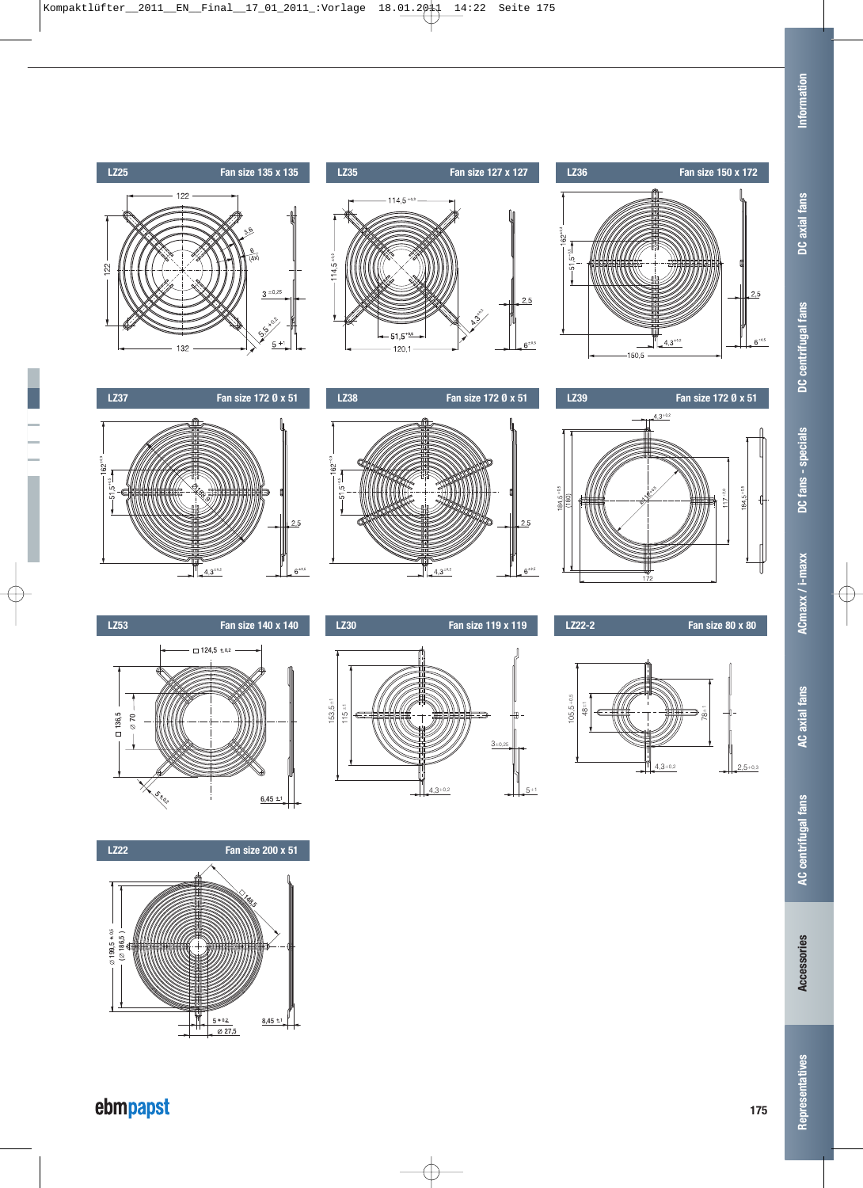## LZ25 — Fan size 135 x 135

122

122

3,6

6 (4x)

3 ±0,25

5,5 +0,2

5 +1

132

## LZ35 — Fan size 127 x 127

114,5 ±0,3

114,5 ±0,3

2,5

4,3 +0,2

51,5 +0,5

120,1

6 ±0,5

## LZ36 — Fan size 150 x 172

162 ±0,3

51,5 ±0,5

2,5

4,3 +0,2

150,5

6 ±0,5

## LZ37 — Fan size 172 Ø x 51

162 ±0,3

51,5 ±0,5

2,5

4,3 +0,2

6 ±0,5

## LZ38 — Fan size 172 Ø x 51

162 ±0,3

51,5 ±0,5

2,5

4,3 +0,2

6 ±0,5

## LZ39 — Fan size 172 Ø x 51

4,3 +0,2

184,5 ±0,5

(180)

117 ±0,2

184,5 ±0,5

172

## LZ53 — Fan size 140 x 140

□ 124,5 ±0,2

□ 136,5

Ø 70

5 ±0,2

6,45 ±1

## LZ30 — Fan size 119 x 119

153,5 ±1

115 ±1

3 ±0,25

4,3 ±0,2

5 ±1

## LZ22-2 — Fan size 80 x 80

105,5 ±0,5

48 ±1

78 ±1

4,3 ±0,2

2,5 ±0,3

## LZ22 — Fan size 200 x 51

□ 148,5

Ø 199,5 ±0,5

(Ø 188,5)

5 +0,2

Ø 27,5

8,45 ±1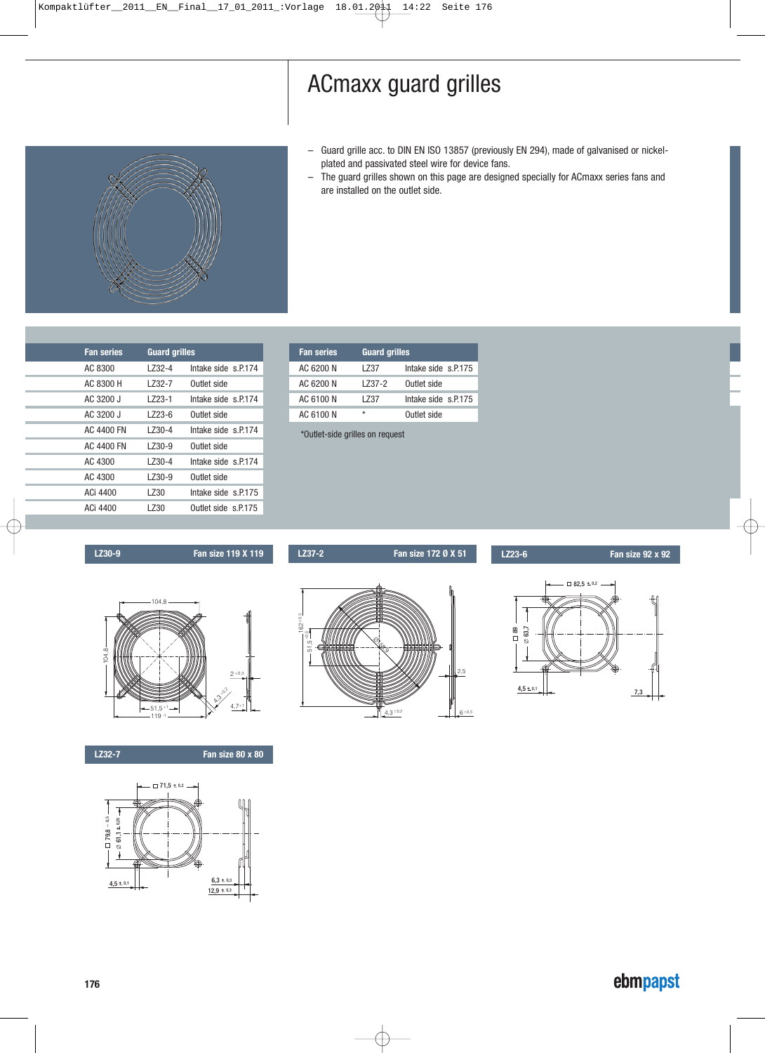# ACmaxx guard grilles

- Guard grille acc. to DIN EN ISO 13857 (previously EN 294), made of galvanised or nickel-plated and passivated steel wire for device fans.
- The guard grilles shown on this page are designed specially for ACmaxx series fans and are installed on the outlet side.

| Fan series | Guard grilles | | |
|---|---|---|---|
| AC 8300 | LZ32-4 | Intake side | s.P.174 |
| AC 8300 H | LZ32-7 | Outlet side | |
| AC 3200 J | LZ23-1 | Intake side | s.P.174 |
| AC 3200 J | LZ23-6 | Outlet side | |
| AC 4400 FN | LZ30-4 | Intake side | s.P.174 |
| AC 4400 FN | LZ30-9 | Outlet side | |
| AC 4300 | LZ30-4 | Intake side | s.P.174 |
| AC 4300 | LZ30-9 | Outlet side | |
| ACi 4400 | LZ30 | Intake side | s.P.175 |
| ACi 4400 | LZ30 | Outlet side | s.P.175 |

| Fan series | Guard grilles | | |
|---|---|---|---|
| AC 6200 N | LZ37 | Intake side | s.P.175 |
| AC 6200 N | LZ37-2 | Outlet side | |
| AC 6100 N | LZ37 | Intake side | s.P.175 |
| AC 6100 N | * | Outlet side | |

*Outlet-side grilles on request

**LZ30-9** Fan size 119 X 119

104,8; 104,8; 2 +0,3; 4,3 ±0,2; 4,7 +1; 51,5 +1; 119 -1

**LZ37-2** Fan size 172 Ø X 51

162 ±0,2; 51,5 ±0,2; 2,5; 4,3 ±0,2; 6 ±0,5

**LZ23-6** Fan size 92 x 92

□ 82,5 ± 0,2; □ 89; Ø 63,7; 4,5 ± 0,1; 7,3

**LZ32-7** Fan size 80 x 80

□ 71,5 ± 0,2; □ 79,8 – 0,5; Ø 61,1 ± 0,25; 4,5 ± 0,1; 6,3 ± 0,3; 12,9 ± 0,3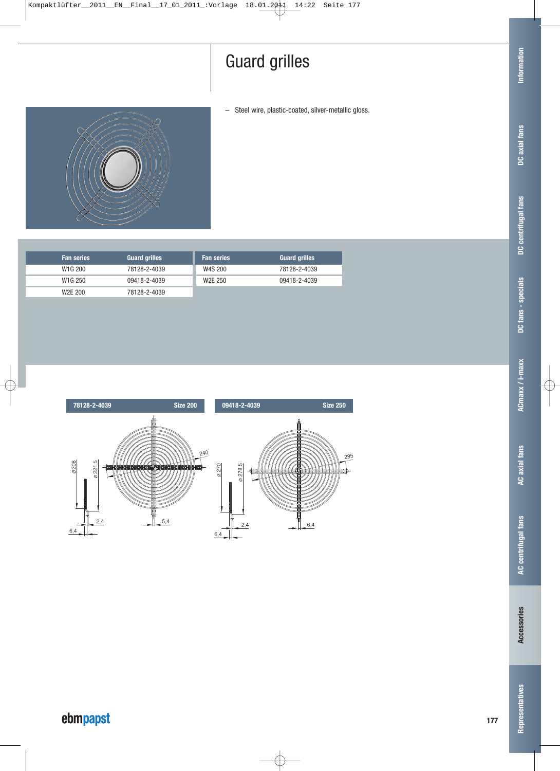# Guard grilles

– Steel wire, plastic-coated, silver-metallic gloss.

| Fan series | Guard grilles |
| --- | --- |
| W1G 200 | 78128-2-4039 |
| W1G 250 | 09418-2-4039 |
| W2E 200 | 78128-2-4039 |

| Fan series | Guard grilles |
| --- | --- |
| W4S 200 | 78128-2-4039 |
| W2E 250 | 09418-2-4039 |

**78128-2-4039** Size 200

ø 208, ø 221.5, 240, 2.4, 6.4, 5.4

**09418-2-4039** Size 250

ø 270, ø 278.5, 295, 2.4, 6.4, 6.4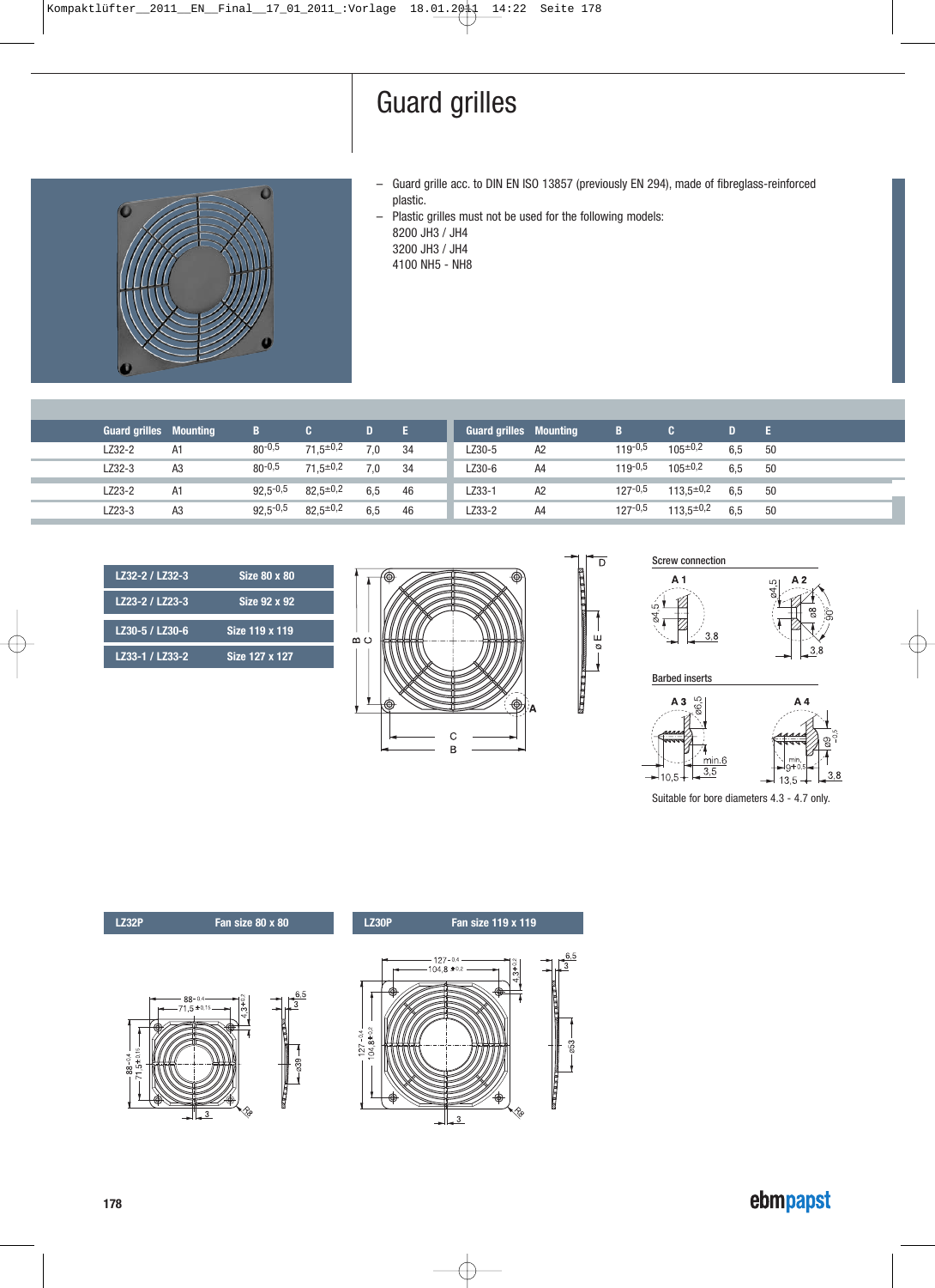# Guard grilles

- Guard grille acc. to DIN EN ISO 13857 (previously EN 294), made of fibreglass-reinforced plastic.
- Plastic grilles must not be used for the following models:
  8200 JH3 / JH4
  3200 JH3 / JH4
  4100 NH5 - NH8

| Guard grilles | Mounting | B | C | D | E | Guard grilles | Mounting | B | C | D | E |
|---|---|---|---|---|---|---|---|---|---|---|---|
| LZ32-2 | A1 | $80^{-0,5}$ | $71,5^{\pm 0,2}$ | 7,0 | 34 | LZ30-5 | A2 | $119^{-0,5}$ | $105^{\pm 0,2}$ | 6,5 | 50 |
| LZ32-3 | A3 | $80^{-0,5}$ | $71,5^{\pm 0,2}$ | 7,0 | 34 | LZ30-6 | A4 | $119^{-0,5}$ | $105^{\pm 0,2}$ | 6,5 | 50 |
| LZ23-2 | A1 | $92,5^{-0,5}$ | $82,5^{\pm 0,2}$ | 6,5 | 46 | LZ33-1 | A2 | $127^{-0,5}$ | $113,5^{\pm 0,2}$ | 6,5 | 50 |
| LZ23-3 | A3 | $92,5^{-0,5}$ | $82,5^{\pm 0,2}$ | 6,5 | 46 | LZ33-2 | A4 | $127^{-0,5}$ | $113,5^{\pm 0,2}$ | 6,5 | 50 |

| | |
|---|---|
| LZ32-2 / LZ32-3 | Size 80 x 80 |
| LZ23-2 / LZ23-3 | Size 92 x 92 |
| LZ30-5 / LZ30-6 | Size 119 x 119 |
| LZ33-1 / LZ33-2 | Size 127 x 127 |

Screw connection

A 1 — A 2

Barbed inserts

A 3 — A 4

Suitable for bore diameters 4.3 - 4.7 only.

**LZ32P** Fan size 80 x 80

**LZ30P** Fan size 119 x 119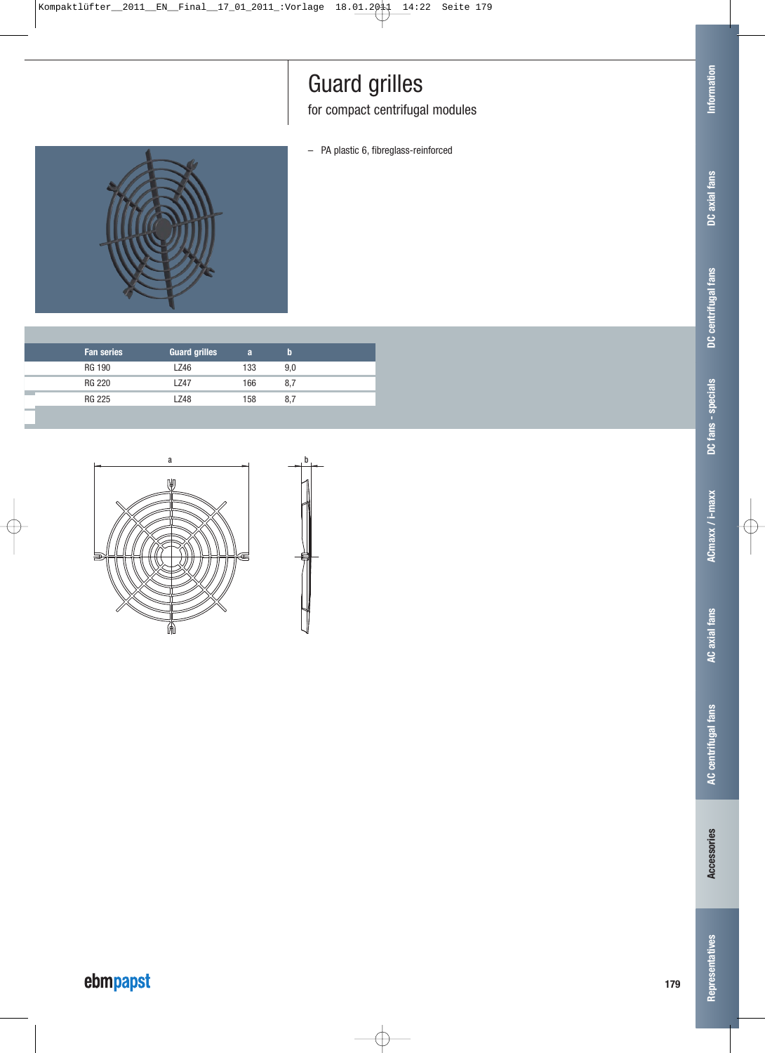# Guard grilles

for compact centrifugal modules

– PA plastic 6, fibreglass-reinforced

| Fan series | Guard grilles | a | b |
|---|---|---|---|
| RG 190 | LZ46 | 133 | 9,0 |
| RG 220 | LZ47 | 166 | 8,7 |
| RG 225 | LZ48 | 158 | 8,7 |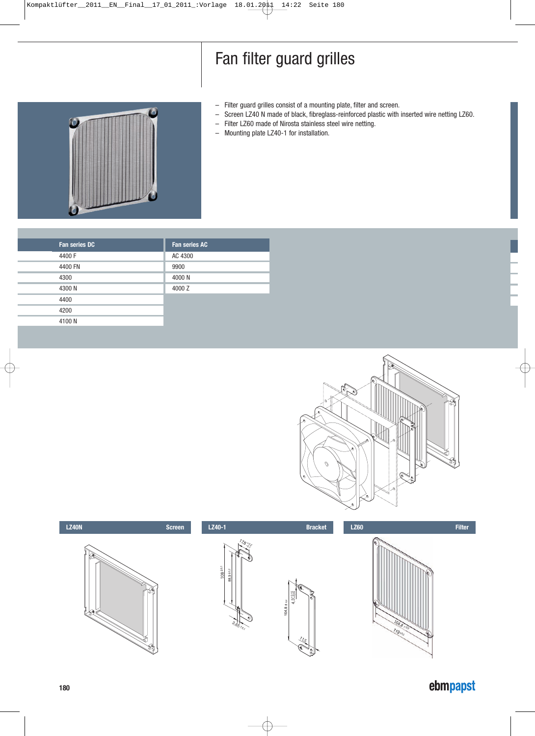# Fan filter guard grilles

- Filter guard grilles consist of a mounting plate, filter and screen.
- Screen LZ40 N made of black, fibreglass-reinforced plastic with inserted wire netting LZ60.
- Filter LZ60 made of Nirosta stainless steel wire netting.
- Mounting plate LZ40-1 for installation.

| Fan series DC | Fan series AC |
| --- | --- |
| 4400 F | AC 4300 |
| 4400 FN | 9900 |
| 4300 | 4000 N |
| 4300 N | 4000 Z |
| 4400 | |
| 4200 | |
| 4100 N | |

| LZ40N | Screen |
| --- | --- |

| LZ40-1 | Bracket |
| --- | --- |

| LZ60 | Filter |
| --- | --- |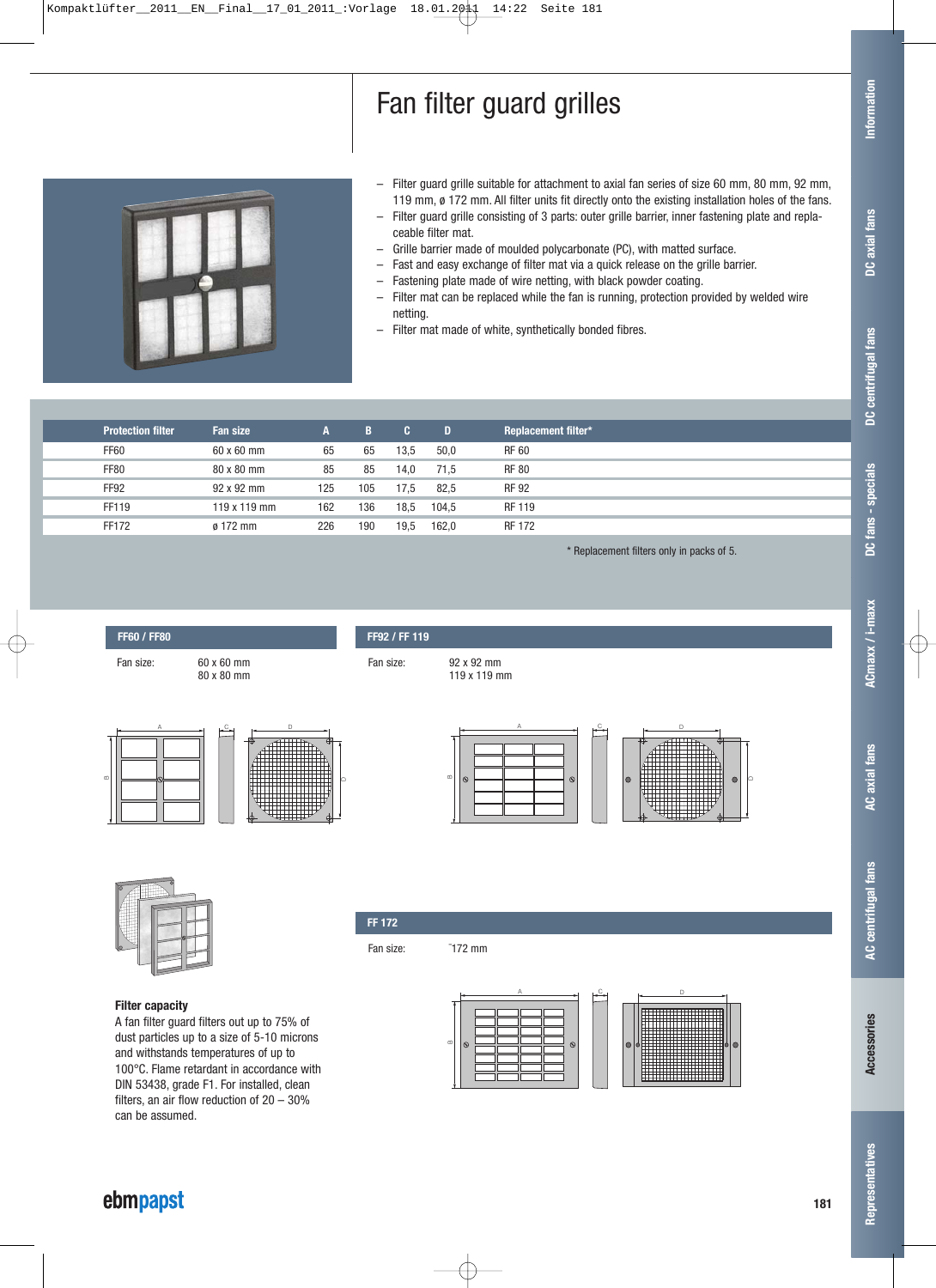# Fan filter guard grilles

- Filter guard grille suitable for attachment to axial fan series of size 60 mm, 80 mm, 92 mm, 119 mm, ø 172 mm. All filter units fit directly onto the existing installation holes of the fans.
- Filter guard grille consisting of 3 parts: outer grille barrier, inner fastening plate and replaceable filter mat.
- Grille barrier made of moulded polycarbonate (PC), with matted surface.
- Fast and easy exchange of filter mat via a quick release on the grille barrier.
- Fastening plate made of wire netting, with black powder coating.
- Filter mat can be replaced while the fan is running, protection provided by welded wire netting.
- Filter mat made of white, synthetically bonded fibres.

| Protection filter | Fan size | A | B | C | D | Replacement filter* |
|---|---|---|---|---|---|---|
| FF60 | 60 x 60 mm | 65 | 65 | 13,5 | 50,0 | RF 60 |
| FF80 | 80 x 80 mm | 85 | 85 | 14,0 | 71,5 | RF 80 |
| FF92 | 92 x 92 mm | 125 | 105 | 17,5 | 82,5 | RF 92 |
| FF119 | 119 x 119 mm | 162 | 136 | 18,5 | 104,5 | RF 119 |
| FF172 | ø 172 mm | 226 | 190 | 19,5 | 162,0 | RF 172 |

* Replacement filters only in packs of 5.

## FF60 / FF80

Fan size: 60 x 60 mm
80 x 80 mm

## FF92 / FF 119

Fan size: 92 x 92 mm
119 x 119 mm

## FF 172

Fan size: ˜172 mm

**Filter capacity**

A fan filter guard filters out up to 75% of dust particles up to a size of 5-10 microns and withstands temperatures of up to 100°C. Flame retardant in accordance with DIN 53438, grade F1. For installed, clean filters, an air flow reduction of 20 – 30% can be assumed.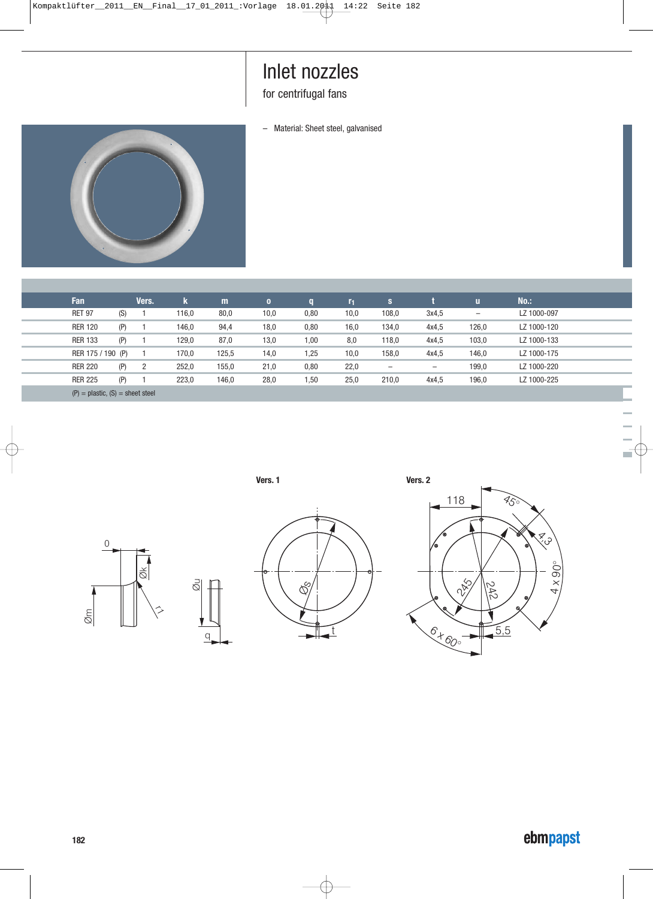# Inlet nozzles

for centrifugal fans

– Material: Sheet steel, galvanised

| Fan | | Vers. | k | m | o | q | $r_1$ | s | t | u | No.: |
|---|---|---|---|---|---|---|---|---|---|---|---|
| RET 97 | (S) | 1 | 116,0 | 80,0 | 10,0 | 0,80 | 10,0 | 108,0 | 3x4,5 | – | LZ 1000-097 |
| RER 120 | (P) | 1 | 146,0 | 94,4 | 18,0 | 0,80 | 16,0 | 134,0 | 4x4,5 | 126,0 | LZ 1000-120 |
| RER 133 | (P) | 1 | 129,0 | 87,0 | 13,0 | 1,00 | 8,0 | 118,0 | 4x4,5 | 103,0 | LZ 1000-133 |
| RER 175 / 190 | (P) | 1 | 170,0 | 125,5 | 14,0 | 1,25 | 10,0 | 158,0 | 4x4,5 | 146,0 | LZ 1000-175 |
| RER 220 | (P) | 2 | 252,0 | 155,0 | 21,0 | 0,80 | 22,0 | – | – | 199,0 | LZ 1000-220 |
| RER 225 | (P) | 1 | 223,0 | 146,0 | 28,0 | 1,50 | 25,0 | 210,0 | 4x4,5 | 196,0 | LZ 1000-225 |

(P) = plastic, (S) = sheet steel

**Vers. 1**

**Vers. 2**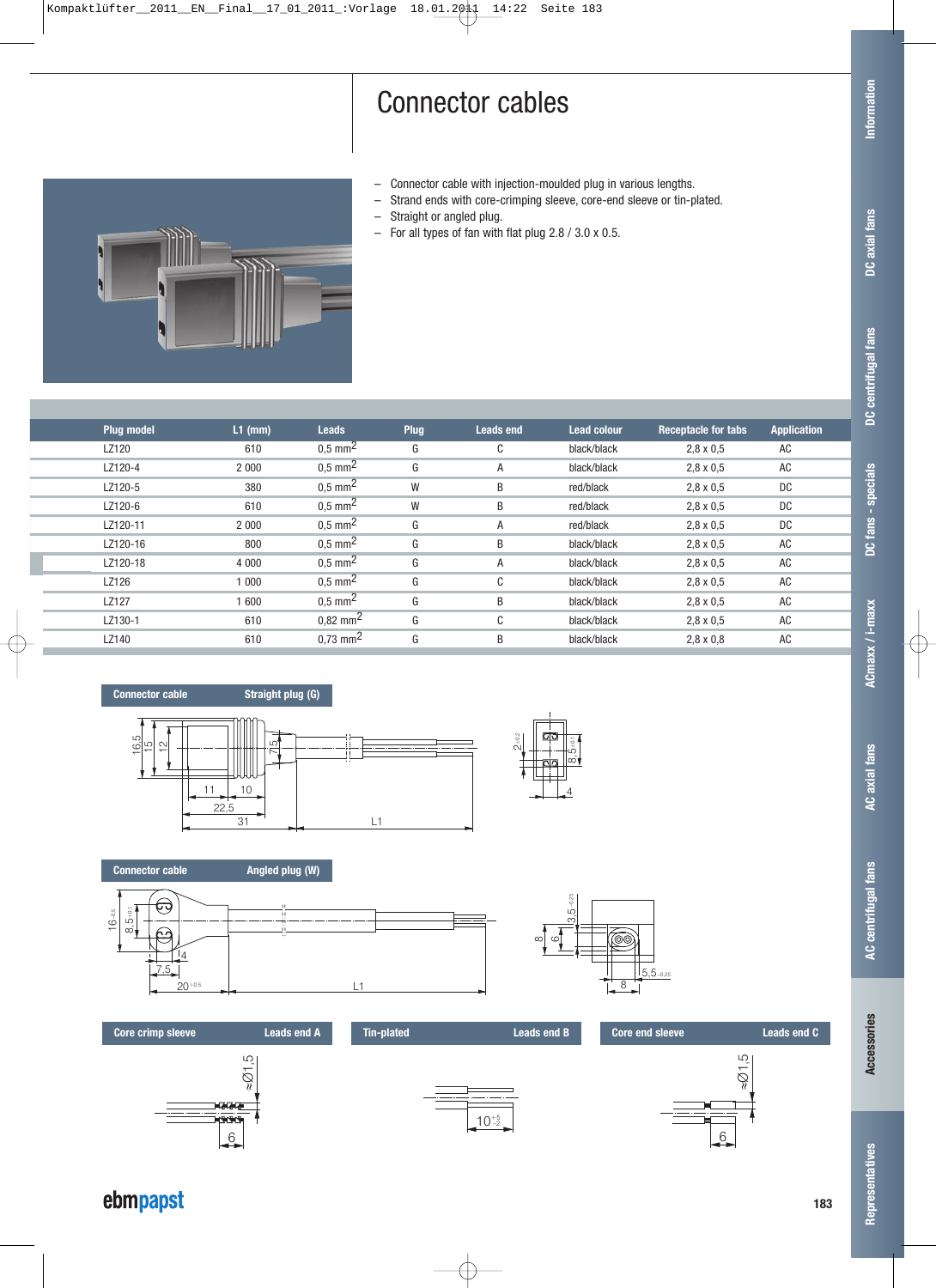# Connector cables

- Connector cable with injection-moulded plug in various lengths.
- Strand ends with core-crimping sleeve, core-end sleeve or tin-plated.
- Straight or angled plug.
- For all types of fan with flat plug 2.8 / 3.0 x 0.5.

| Plug model | L1 (mm) | Leads | Plug | Leads end | Lead colour | Receptacle for tabs | Application |
|---|---|---|---|---|---|---|---|
| LZ120 | 610 | 0,5 $mm^2$ | G | C | black/black | 2,8 x 0,5 | AC |
| LZ120-4 | 2 000 | 0,5 $mm^2$ | G | A | black/black | 2,8 x 0,5 | AC |
| LZ120-5 | 380 | 0,5 $mm^2$ | W | B | red/black | 2,8 x 0,5 | DC |
| LZ120-6 | 610 | 0,5 $mm^2$ | W | B | red/black | 2,8 x 0,5 | DC |
| LZ120-11 | 2 000 | 0,5 $mm^2$ | G | A | red/black | 2,8 x 0,5 | DC |
| LZ120-16 | 800 | 0,5 $mm^2$ | G | B | black/black | 2,8 x 0,5 | AC |
| LZ120-18 | 4 000 | 0,5 $mm^2$ | G | A | black/black | 2,8 x 0,5 | AC |
| LZ126 | 1 000 | 0,5 $mm^2$ | G | C | black/black | 2,8 x 0,5 | AC |
| LZ127 | 1 600 | 0,5 $mm^2$ | G | B | black/black | 2,8 x 0,5 | AC |
| LZ130-1 | 610 | 0,82 $mm^2$ | G | C | black/black | 2,8 x 0,5 | AC |
| LZ140 | 610 | 0,73 $mm^2$ | G | B | black/black | 2,8 x 0,8 | AC |

**Connector cable — Straight plug (G)**

**Connector cable — Angled plug (W)**

**Core crimp sleeve — Leads end A**

**Tin-plated — Leads end B**

**Core end sleeve — Leads end C**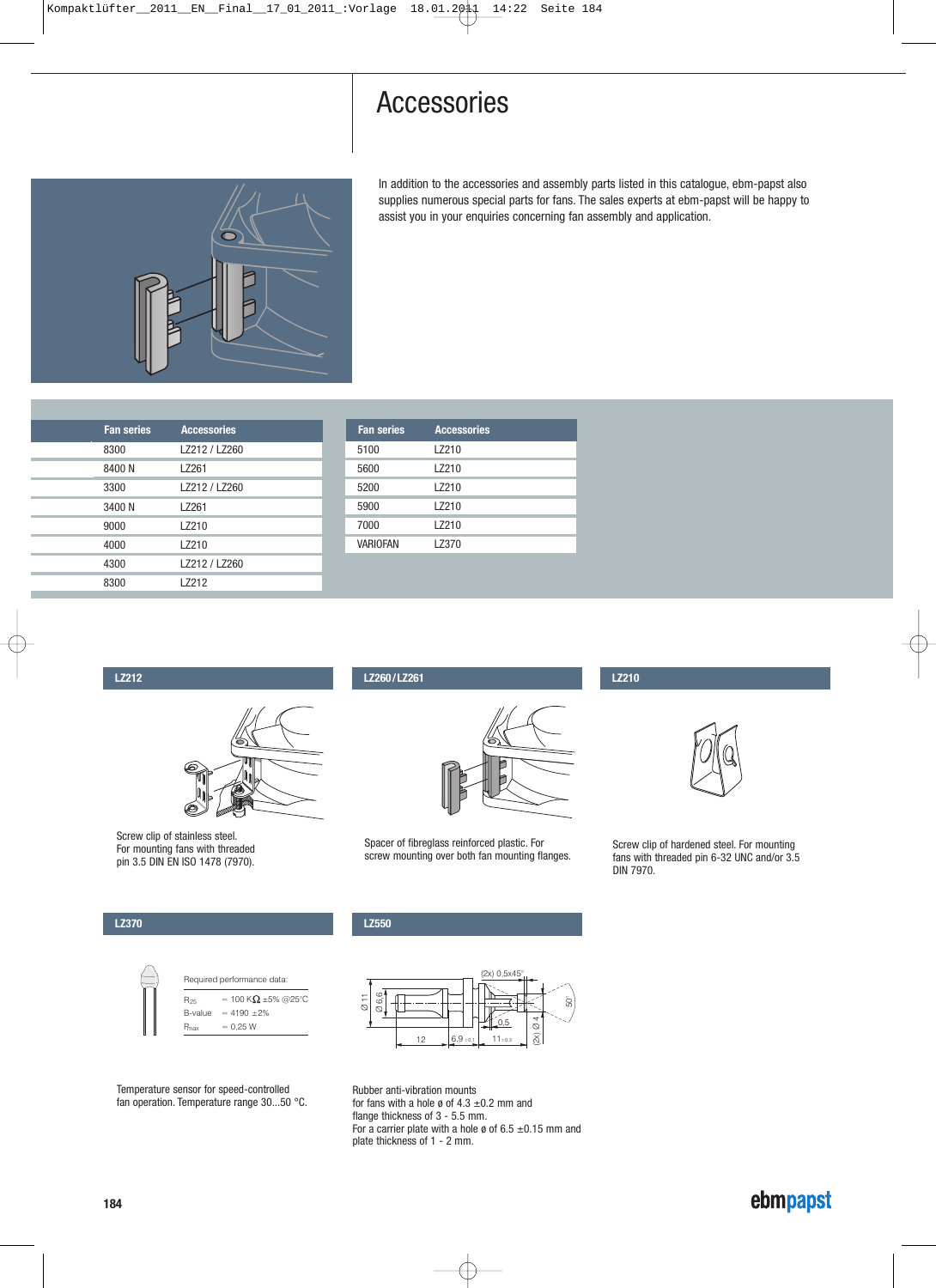# Accessories

In addition to the accessories and assembly parts listed in this catalogue, ebm-papst also supplies numerous special parts for fans. The sales experts at ebm-papst will be happy to assist you in your enquiries concerning fan assembly and application.

| Fan series | Accessories |
|---|---|
| 8300 | LZ212 / LZ260 |
| 8400 N | LZ261 |
| 3300 | LZ212 / LZ260 |
| 3400 N | LZ261 |
| 9000 | LZ210 |
| 4000 | LZ210 |
| 4300 | LZ212 / LZ260 |
| 8300 | LZ212 |

| Fan series | Accessories |
|---|---|
| 5100 | LZ210 |
| 5600 | LZ210 |
| 5200 | LZ210 |
| 5900 | LZ210 |
| 7000 | LZ210 |
| VARIOFAN | LZ370 |

## LZ212

Screw clip of stainless steel.
For mounting fans with threaded pin 3.5 DIN EN ISO 1478 (7970).

## LZ260/LZ261

Spacer of fibreglass reinforced plastic. For screw mounting over both fan mounting flanges.

## LZ210

Screw clip of hardened steel. For mounting fans with threaded pin 6-32 UNC and/or 3.5 DIN 7970.

## LZ370

Required performance data:

| | |
|---|---|
| $R_{25}$ | = 100 KΩ ±5% @25°C |
| B-value | = 4190 ±2% |
| $P_{max}$ | = 0,25 W |

Temperature sensor for speed-controlled fan operation. Temperature range 30...50 °C.

## LZ550

(2x) 0,5x45°
Ø 11
Ø 6,6
50°
0,5
Ø 4 (2x)
12
6,9 ±0,1
11 ±0,3

Rubber anti-vibration mounts
for fans with a hole ø of 4.3 ±0.2 mm and flange thickness of 3 - 5.5 mm.
For a carrier plate with a hole ø of 6.5 ±0.15 mm and plate thickness of 1 - 2 mm.